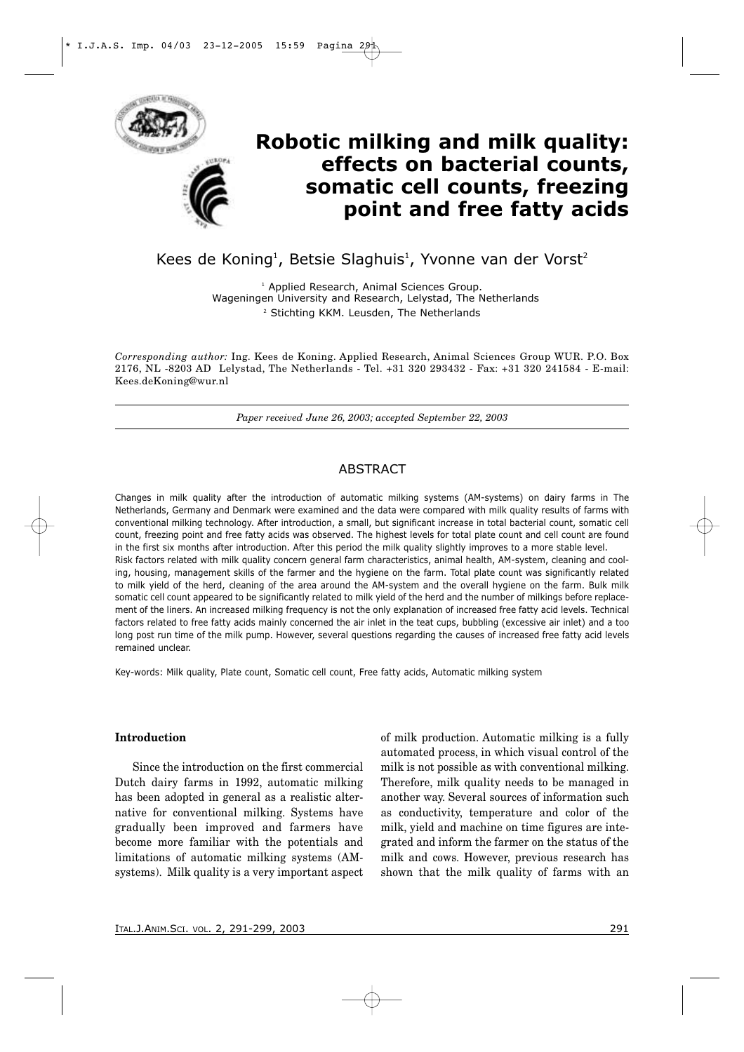# Robotic milking and milk quality: effects on bacterial counts, somatic cell counts, freezing point and free fatty acids

Kees de Koning[1], Betsie Slaghuis[1], Yvonne van der Vorst[2]

[1] Applied Research, Animal Sciences Group. Wageningen University and Research, Lelystad, The Netherlands

[2] Stichting KKM. Leusden, The Netherlands

*Corresponding author:* Ing. Kees de Koning. Applied Research, Animal Sciences Group WUR. P.O. Box 2176, NL -8203 AD Lelystad, The Netherlands - Tel. +31 320 293432 - Fax: +31 320 241584 - E-mail: Kees.deKoning@wur.nl

*Paper received June 26, 2003; accepted September 22, 2003*

## ABSTRACT

Changes in milk quality after the introduction of automatic milking systems (AM-systems) on dairy farms in The Netherlands, Germany and Denmark were examined and the data were compared with milk quality results of farms with conventional milking technology. After introduction, a small, but significant increase in total bacterial count, somatic cell count, freezing point and free fatty acids was observed. The highest levels for total plate count and cell count are found in the first six months after introduction. After this period the milk quality slightly improves to a more stable level.

Risk factors related with milk quality concern general farm characteristics, animal health, AM-system, cleaning and cooling, housing, management skills of the farmer and the hygiene on the farm. Total plate count was significantly related to milk yield of the herd, cleaning of the area around the AM-system and the overall hygiene on the farm. Bulk milk somatic cell count appeared to be significantly related to milk yield of the herd and the number of milkings before replacement of the liners. An increased milking frequency is not the only explanation of increased free fatty acid levels. Technical factors related to free fatty acids mainly concerned the air inlet in the teat cups, bubbling (excessive air inlet) and a too long post run time of the milk pump. However, several questions regarding the causes of increased free fatty acid levels remained unclear.

Key-words: Milk quality, Plate count, Somatic cell count, Free fatty acids, Automatic milking system

### Introduction

Since the introduction on the first commercial Dutch dairy farms in 1992, automatic milking has been adopted in general as a realistic alternative for conventional milking. Systems have gradually been improved and farmers have become more familiar with the potentials and limitations of automatic milking systems (AM-systems). Milk quality is a very important aspect of milk production. Automatic milking is a fully automated process, in which visual control of the milk is not possible as with conventional milking. Therefore, milk quality needs to be managed in another way. Several sources of information such as conductivity, temperature and color of the milk, yield and machine on time figures are integrated and inform the farmer on the status of the milk and cows. However, previous research has shown that the milk quality of farms with an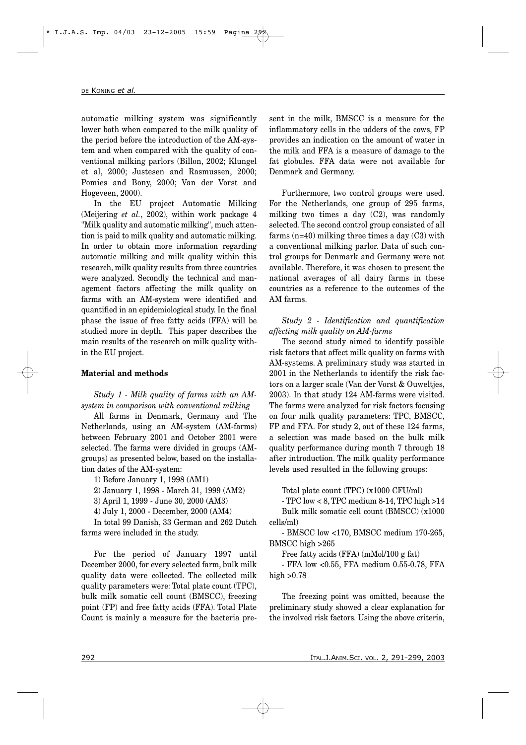automatic milking system was significantly lower both when compared to the milk quality of the period before the introduction of the AM-system and when compared with the quality of conventional milking parlors (Billon, 2002; Klungel et al, 2000; Justesen and Rasmussen, 2000; Pomies and Bony, 2000; Van der Vorst and Hogeveen, 2000).

In the EU project Automatic Milking (Meijering *et al.*, 2002), within work package 4 "Milk quality and automatic milking", much attention is paid to milk quality and automatic milking. In order to obtain more information regarding automatic milking and milk quality within this research, milk quality results from three countries were analyzed. Secondly the technical and management factors affecting the milk quality on farms with an AM-system were identified and quantified in an epidemiological study. In the final phase the issue of free fatty acids (FFA) will be studied more in depth. This paper describes the main results of the research on milk quality within the EU project.

## Material and methods

*Study 1 - Milk quality of farms with an AM-system in comparison with conventional milking*

All farms in Denmark, Germany and The Netherlands, using an AM-system (AM-farms) between February 2001 and October 2001 were selected. The farms were divided in groups (AM-groups) as presented below, based on the installation dates of the AM-system:

1) Before January 1, 1998 (AM1)
2) January 1, 1998 - March 31, 1999 (AM2)
3) April 1, 1999 - June 30, 2000 (AM3)
4) July 1, 2000 - December, 2000 (AM4)

In total 99 Danish, 33 German and 262 Dutch farms were included in the study.

For the period of January 1997 until December 2000, for every selected farm, bulk milk quality data were collected. The collected milk quality parameters were: Total plate count (TPC), bulk milk somatic cell count (BMSCC), freezing point (FP) and free fatty acids (FFA). Total Plate Count is mainly a measure for the bacteria present in the milk, BMSCC is a measure for the inflammatory cells in the udders of the cows, FP provides an indication on the amount of water in the milk and FFA is a measure of damage to the fat globules. FFA data were not available for Denmark and Germany.

Furthermore, two control groups were used. For the Netherlands, one group of 295 farms, milking two times a day (C2), was randomly selected. The second control group consisted of all farms (n=40) milking three times a day (C3) with a conventional milking parlor. Data of such control groups for Denmark and Germany were not available. Therefore, it was chosen to present the national averages of all dairy farms in these countries as a reference to the outcomes of the AM farms.

*Study 2 - Identification and quantification affecting milk quality on AM-farms*

The second study aimed to identify possible risk factors that affect milk quality on farms with AM-systems. A preliminary study was started in 2001 in the Netherlands to identify the risk factors on a larger scale (Van der Vorst & Ouweltjes, 2003). In that study 124 AM-farms were visited. The farms were analyzed for risk factors focusing on four milk quality parameters: TPC, BMSCC, FP and FFA. For study 2, out of these 124 farms, a selection was made based on the bulk milk quality performance during month 7 through 18 after introduction. The milk quality performance levels used resulted in the following groups:

Total plate count (TPC) (x1000 CFU/ml)
- TPC low < 8, TPC medium 8-14, TPC high >14

Bulk milk somatic cell count (BMSCC) (x1000 cells/ml)
- BMSCC low <170, BMSCC medium 170-265, BMSCC high >265

Free fatty acids (FFA) (mMol/100 g fat)
- FFA low <0.55, FFA medium 0.55-0.78, FFA high >0.78

The freezing point was omitted, because the preliminary study showed a clear explanation for the involved risk factors. Using the above criteria,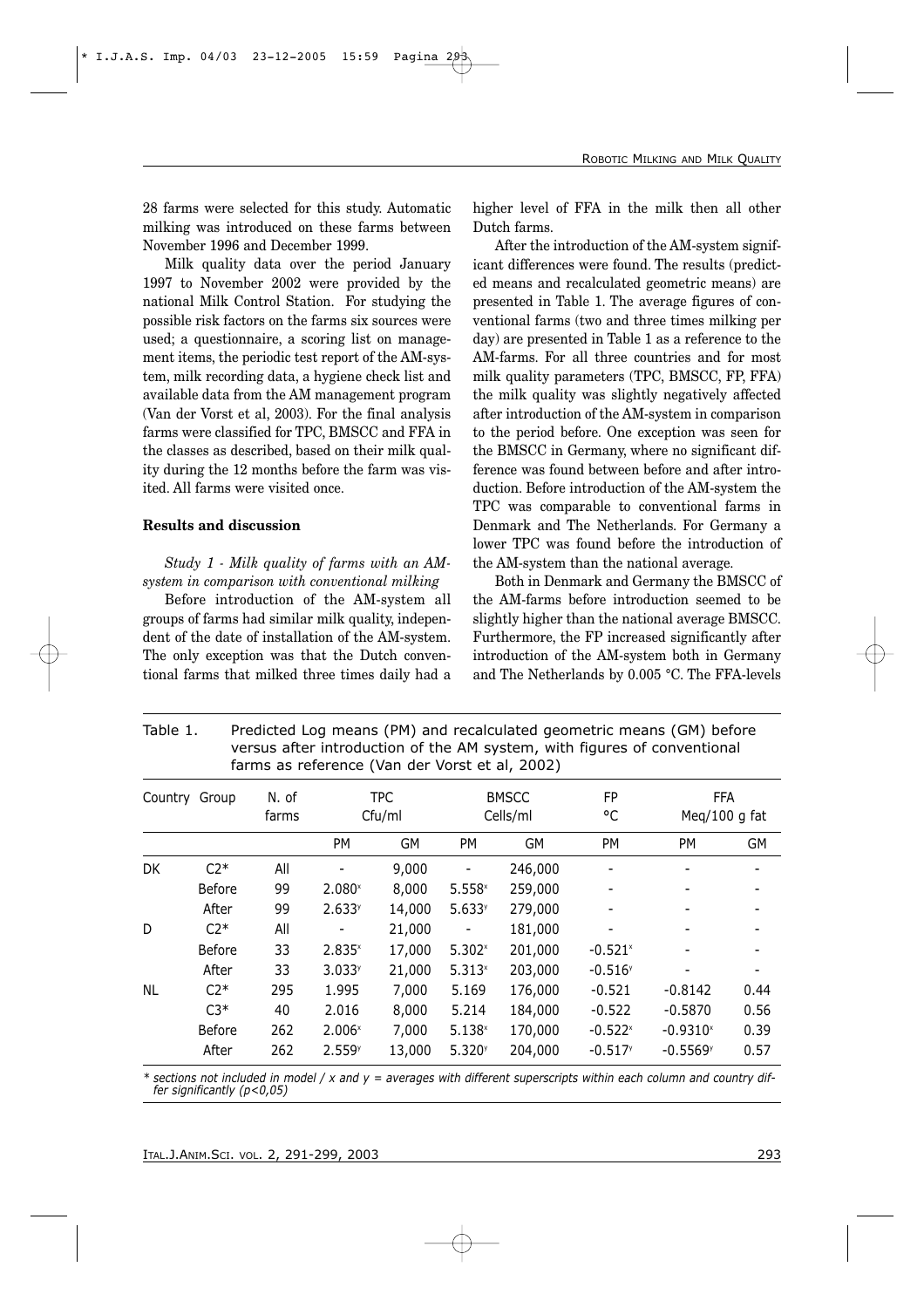28 farms were selected for this study. Automatic milking was introduced on these farms between November 1996 and December 1999.

Milk quality data over the period January 1997 to November 2002 were provided by the national Milk Control Station. For studying the possible risk factors on the farms six sources were used; a questionnaire, a scoring list on management items, the periodic test report of the AM-system, milk recording data, a hygiene check list and available data from the AM management program (Van der Vorst et al, 2003). For the final analysis farms were classified for TPC, BMSCC and FFA in the classes as described, based on their milk quality during the 12 months before the farm was visited. All farms were visited once.

## Results and discussion

*Study 1 - Milk quality of farms with an AM-system in comparison with conventional milking*

Before introduction of the AM-system all groups of farms had similar milk quality, independent of the date of installation of the AM-system. The only exception was that the Dutch conventional farms that milked three times daily had a higher level of FFA in the milk then all other Dutch farms.

After the introduction of the AM-system significant differences were found. The results (predicted means and recalculated geometric means) are presented in Table 1. The average figures of conventional farms (two and three times milking per day) are presented in Table 1 as a reference to the AM-farms. For all three countries and for most milk quality parameters (TPC, BMSCC, FP, FFA) the milk quality was slightly negatively affected after introduction of the AM-system in comparison to the period before. One exception was seen for the BMSCC in Germany, where no significant difference was found between before and after introduction. Before introduction of the AM-system the TPC was comparable to conventional farms in Denmark and The Netherlands. For Germany a lower TPC was found before the introduction of the AM-system than the national average.

Both in Denmark and Germany the BMSCC of the AM-farms before introduction seemed to be slightly higher than the national average BMSCC. Furthermore, the FP increased significantly after introduction of the AM-system both in Germany and The Netherlands by 0.005 °C. The FFA-levels

Table 1. Predicted Log means (PM) and recalculated geometric means (GM) before versus after introduction of the AM system, with figures of conventional farms as reference (Van der Vorst et al, 2002)

| Country | Group | N. of farms | TPC Cfu/ml | | BMSCC Cells/ml | | FP °C | FFA Meq/100 g fat | |
|---|---|---|---|---|---|---|---|---|---|
| | | | PM | GM | PM | GM | PM | PM | GM |
| DK | C2* | All | - | 9,000 | - | 246,000 | - | - | - |
| | Before | 99 | $2.080^{x}$ | 8,000 | $5.558^{x}$ | 259,000 | - | - | - |
| | After | 99 | $2.633^{y}$ | 14,000 | $5.633^{y}$ | 279,000 | - | - | - |
| D | C2* | All | - | 21,000 | - | 181,000 | - | - | - |
| | Before | 33 | $2.835^{x}$ | 17,000 | $5.302^{x}$ | 201,000 | $-0.521^{x}$ | - | - |
| | After | 33 | $3.033^{y}$ | 21,000 | $5.313^{x}$ | 203,000 | $-0.516^{y}$ | - | - |
| NL | C2* | 295 | 1.995 | 7,000 | 5.169 | 176,000 | -0.521 | -0.8142 | 0.44 |
| | C3* | 40 | 2.016 | 8,000 | 5.214 | 184,000 | -0.522 | -0.5870 | 0.56 |
| | Before | 262 | $2.006^{x}$ | 7,000 | $5.138^{x}$ | 170,000 | $-0.522^{x}$ | $-0.9310^{x}$ | 0.39 |
| | After | 262 | $2.559^{y}$ | 13,000 | $5.320^{y}$ | 204,000 | $-0.517^{y}$ | $-0.5569^{y}$ | 0.57 |

*\* sections not included in model / x and y = averages with different superscripts within each column and country differ significantly (p<0,05)*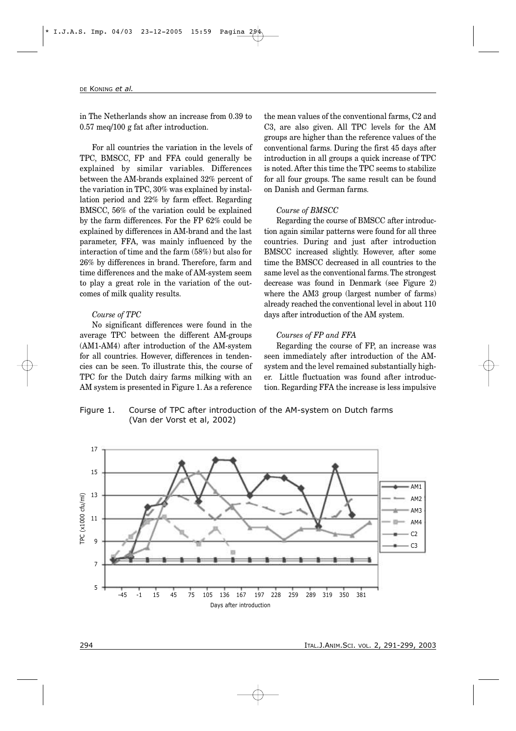in The Netherlands show an increase from 0.39 to 0.57 meq/100 g fat after introduction.

For all countries the variation in the levels of TPC, BMSCC, FP and FFA could generally be explained by similar variables. Differences between the AM-brands explained 32% percent of the variation in TPC, 30% was explained by installation period and 22% by farm effect. Regarding BMSCC, 56% of the variation could be explained by the farm differences. For the FP 62% could be explained by differences in AM-brand and the last parameter, FFA, was mainly influenced by the interaction of time and the farm (58%) but also for 26% by differences in brand. Therefore, farm and time differences and the make of AM-system seem to play a great role in the variation of the outcomes of milk quality results.

*Course of TPC*

No significant differences were found in the average TPC between the different AM-groups (AM1-AM4) after introduction of the AM-system for all countries. However, differences in tendencies can be seen. To illustrate this, the course of TPC for the Dutch dairy farms milking with an AM system is presented in Figure 1. As a reference the mean values of the conventional farms, C2 and C3, are also given. All TPC levels for the AM groups are higher than the reference values of the conventional farms. During the first 45 days after introduction in all groups a quick increase of TPC is noted. After this time the TPC seems to stabilize for all four groups. The same result can be found on Danish and German farms.

*Course of BMSCC*

Regarding the course of BMSCC after introduction again similar patterns were found for all three countries. During and just after introduction BMSCC increased slightly. However, after some time the BMSCC decreased in all countries to the same level as the conventional farms. The strongest decrease was found in Denmark (see Figure 2) where the AM3 group (largest number of farms) already reached the conventional level in about 110 days after introduction of the AM system.

*Courses of FP and FFA*

Regarding the course of FP, an increase was seen immediately after introduction of the AM-system and the level remained substantially higher. Little fluctuation was found after introduction. Regarding FFA the increase is less impulsive

Figure 1. Course of TPC after introduction of the AM-system on Dutch farms (Van der Vorst et al, 2002)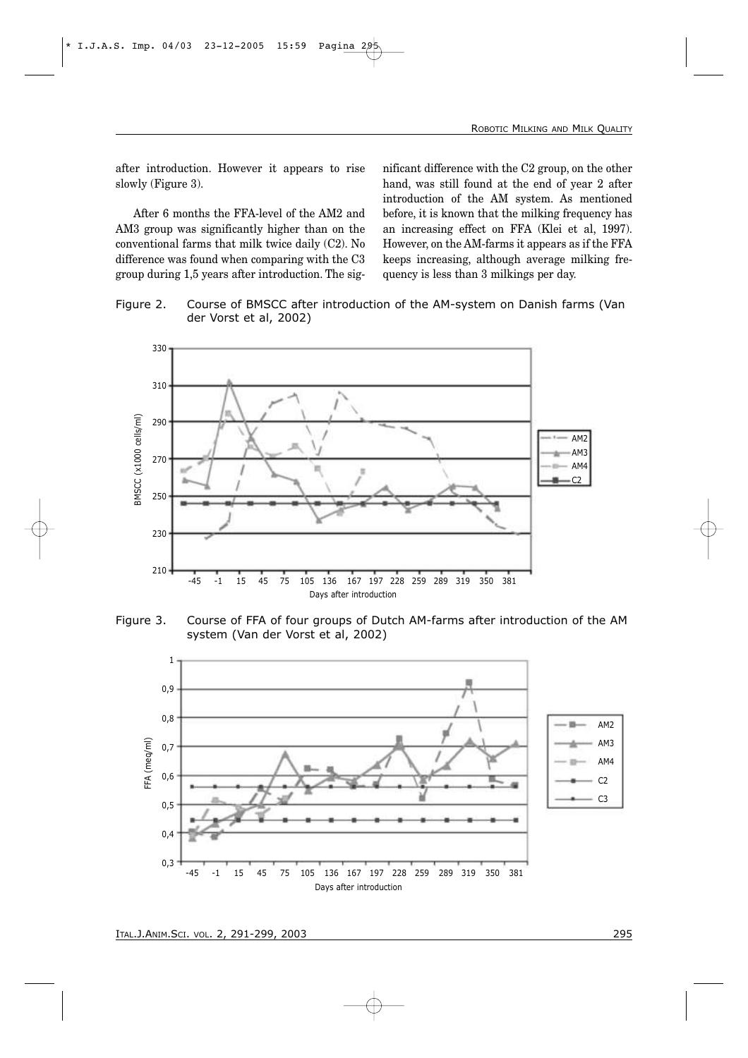after introduction. However it appears to rise slowly (Figure 3).

After 6 months the FFA-level of the AM2 and AM3 group was significantly higher than on the conventional farms that milk twice daily (C2). No difference was found when comparing with the C3 group during 1,5 years after introduction. The significant difference with the C2 group, on the other hand, was still found at the end of year 2 after introduction of the AM system. As mentioned before, it is known that the milking frequency has an increasing effect on FFA (Klei et al, 1997). However, on the AM-farms it appears as if the FFA keeps increasing, although average milking frequency is less than 3 milkings per day.

Figure 2. Course of BMSCC after introduction of the AM-system on Danish farms (Van der Vorst et al, 2002)

Figure 3. Course of FFA of four groups of Dutch AM-farms after introduction of the AM system (Van der Vorst et al, 2002)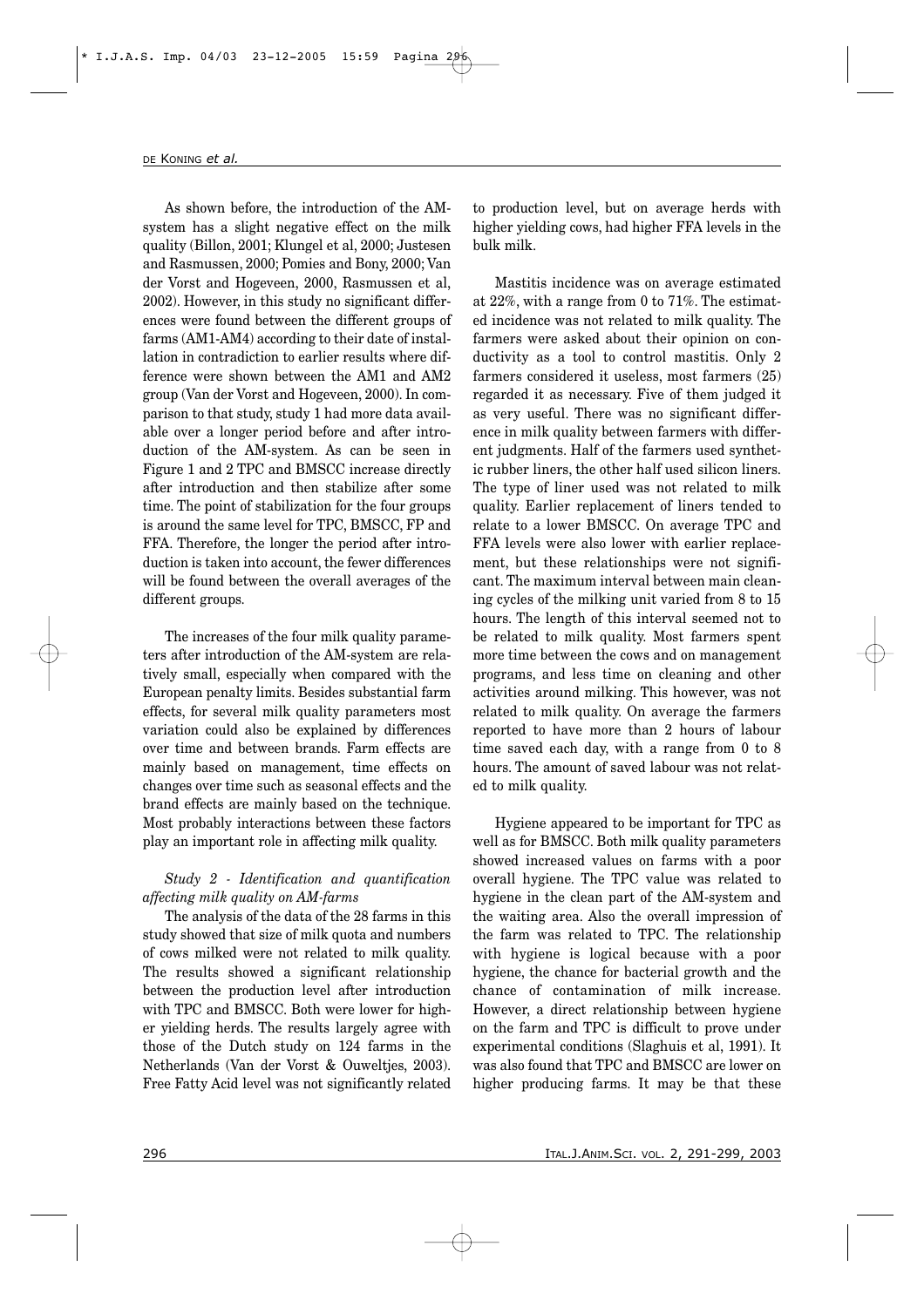As shown before, the introduction of the AM-system has a slight negative effect on the milk quality (Billon, 2001; Klungel et al, 2000; Justesen and Rasmussen, 2000; Pomies and Bony, 2000; Van der Vorst and Hogeveen, 2000, Rasmussen et al, 2002). However, in this study no significant differences were found between the different groups of farms (AM1-AM4) according to their date of installation in contradiction to earlier results where difference were shown between the AM1 and AM2 group (Van der Vorst and Hogeveen, 2000). In comparison to that study, study 1 had more data available over a longer period before and after introduction of the AM-system. As can be seen in Figure 1 and 2 TPC and BMSCC increase directly after introduction and then stabilize after some time. The point of stabilization for the four groups is around the same level for TPC, BMSCC, FP and FFA. Therefore, the longer the period after introduction is taken into account, the fewer differences will be found between the overall averages of the different groups.

The increases of the four milk quality parameters after introduction of the AM-system are relatively small, especially when compared with the European penalty limits. Besides substantial farm effects, for several milk quality parameters most variation could also be explained by differences over time and between brands. Farm effects are mainly based on management, time effects on changes over time such as seasonal effects and the brand effects are mainly based on the technique. Most probably interactions between these factors play an important role in affecting milk quality.

### *Study 2 - Identification and quantification affecting milk quality on AM-farms*

The analysis of the data of the 28 farms in this study showed that size of milk quota and numbers of cows milked were not related to milk quality. The results showed a significant relationship between the production level after introduction with TPC and BMSCC. Both were lower for higher yielding herds. The results largely agree with those of the Dutch study on 124 farms in the Netherlands (Van der Vorst & Ouweltjes, 2003). Free Fatty Acid level was not significantly related to production level, but on average herds with higher yielding cows, had higher FFA levels in the bulk milk.

Mastitis incidence was on average estimated at 22%, with a range from 0 to 71%. The estimated incidence was not related to milk quality. The farmers were asked about their opinion on conductivity as a tool to control mastitis. Only 2 farmers considered it useless, most farmers (25) regarded it as necessary. Five of them judged it as very useful. There was no significant difference in milk quality between farmers with different judgments. Half of the farmers used synthetic rubber liners, the other half used silicon liners. The type of liner used was not related to milk quality. Earlier replacement of liners tended to relate to a lower BMSCC. On average TPC and FFA levels were also lower with earlier replacement, but these relationships were not significant. The maximum interval between main cleaning cycles of the milking unit varied from 8 to 15 hours. The length of this interval seemed not to be related to milk quality. Most farmers spent more time between the cows and on management programs, and less time on cleaning and other activities around milking. This however, was not related to milk quality. On average the farmers reported to have more than 2 hours of labour time saved each day, with a range from 0 to 8 hours. The amount of saved labour was not related to milk quality.

Hygiene appeared to be important for TPC as well as for BMSCC. Both milk quality parameters showed increased values on farms with a poor overall hygiene. The TPC value was related to hygiene in the clean part of the AM-system and the waiting area. Also the overall impression of the farm was related to TPC. The relationship with hygiene is logical because with a poor hygiene, the chance for bacterial growth and the chance of contamination of milk increase. However, a direct relationship between hygiene on the farm and TPC is difficult to prove under experimental conditions (Slaghuis et al, 1991). It was also found that TPC and BMSCC are lower on higher producing farms. It may be that these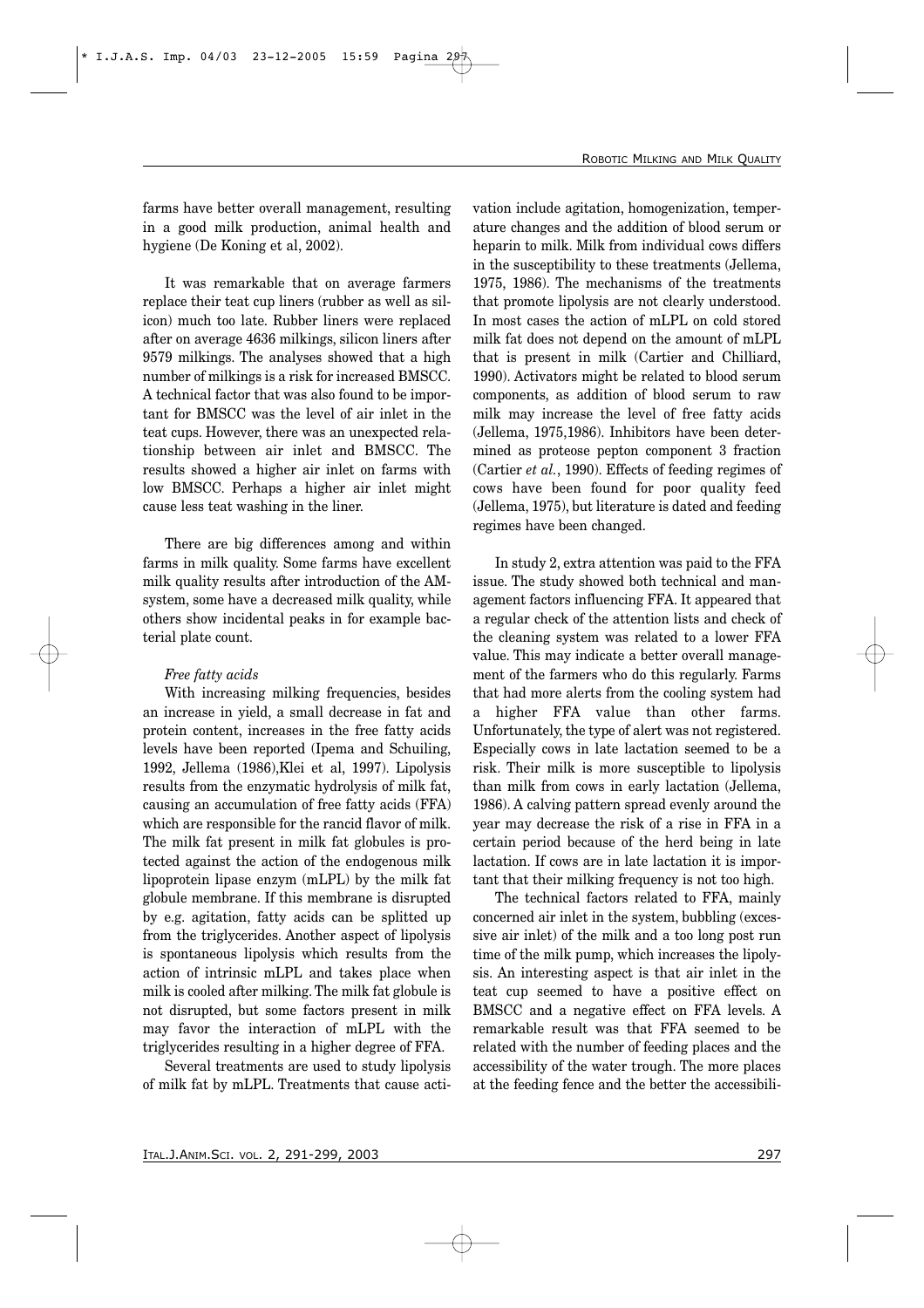farms have better overall management, resulting in a good milk production, animal health and hygiene (De Koning et al, 2002).

It was remarkable that on average farmers replace their teat cup liners (rubber as well as silicon) much too late. Rubber liners were replaced after on average 4636 milkings, silicon liners after 9579 milkings. The analyses showed that a high number of milkings is a risk for increased BMSCC. A technical factor that was also found to be important for BMSCC was the level of air inlet in the teat cups. However, there was an unexpected relationship between air inlet and BMSCC. The results showed a higher air inlet on farms with low BMSCC. Perhaps a higher air inlet might cause less teat washing in the liner.

There are big differences among and within farms in milk quality. Some farms have excellent milk quality results after introduction of the AM-system, some have a decreased milk quality, while others show incidental peaks in for example bacterial plate count.

*Free fatty acids*

With increasing milking frequencies, besides an increase in yield, a small decrease in fat and protein content, increases in the free fatty acids levels have been reported (Ipema and Schuiling, 1992, Jellema (1986),Klei et al, 1997). Lipolysis results from the enzymatic hydrolysis of milk fat, causing an accumulation of free fatty acids (FFA) which are responsible for the rancid flavor of milk. The milk fat present in milk fat globules is protected against the action of the endogenous milk lipoprotein lipase enzym (mLPL) by the milk fat globule membrane. If this membrane is disrupted by e.g. agitation, fatty acids can be splitted up from the triglycerides. Another aspect of lipolysis is spontaneous lipolysis which results from the action of intrinsic mLPL and takes place when milk is cooled after milking. The milk fat globule is not disrupted, but some factors present in milk may favor the interaction of mLPL with the triglycerides resulting in a higher degree of FFA.

Several treatments are used to study lipolysis of milk fat by mLPL. Treatments that cause activation include agitation, homogenization, temperature changes and the addition of blood serum or heparin to milk. Milk from individual cows differs in the susceptibility to these treatments (Jellema, 1975, 1986). The mechanisms of the treatments that promote lipolysis are not clearly understood. In most cases the action of mLPL on cold stored milk fat does not depend on the amount of mLPL that is present in milk (Cartier and Chilliard, 1990). Activators might be related to blood serum components, as addition of blood serum to raw milk may increase the level of free fatty acids (Jellema, 1975,1986). Inhibitors have been determined as proteose pepton component 3 fraction (Cartier *et al.*, 1990). Effects of feeding regimes of cows have been found for poor quality feed (Jellema, 1975), but literature is dated and feeding regimes have been changed.

In study 2, extra attention was paid to the FFA issue. The study showed both technical and management factors influencing FFA. It appeared that a regular check of the attention lists and check of the cleaning system was related to a lower FFA value. This may indicate a better overall management of the farmers who do this regularly. Farms that had more alerts from the cooling system had a higher FFA value than other farms. Unfortunately, the type of alert was not registered. Especially cows in late lactation seemed to be a risk. Their milk is more susceptible to lipolysis than milk from cows in early lactation (Jellema, 1986). A calving pattern spread evenly around the year may decrease the risk of a rise in FFA in a certain period because of the herd being in late lactation. If cows are in late lactation it is important that their milking frequency is not too high.

The technical factors related to FFA, mainly concerned air inlet in the system, bubbling (excessive air inlet) of the milk and a too long post run time of the milk pump, which increases the lipolysis. An interesting aspect is that air inlet in the teat cup seemed to have a positive effect on BMSCC and a negative effect on FFA levels. A remarkable result was that FFA seemed to be related with the number of feeding places and the accessibility of the water trough. The more places at the feeding fence and the better the accessibili-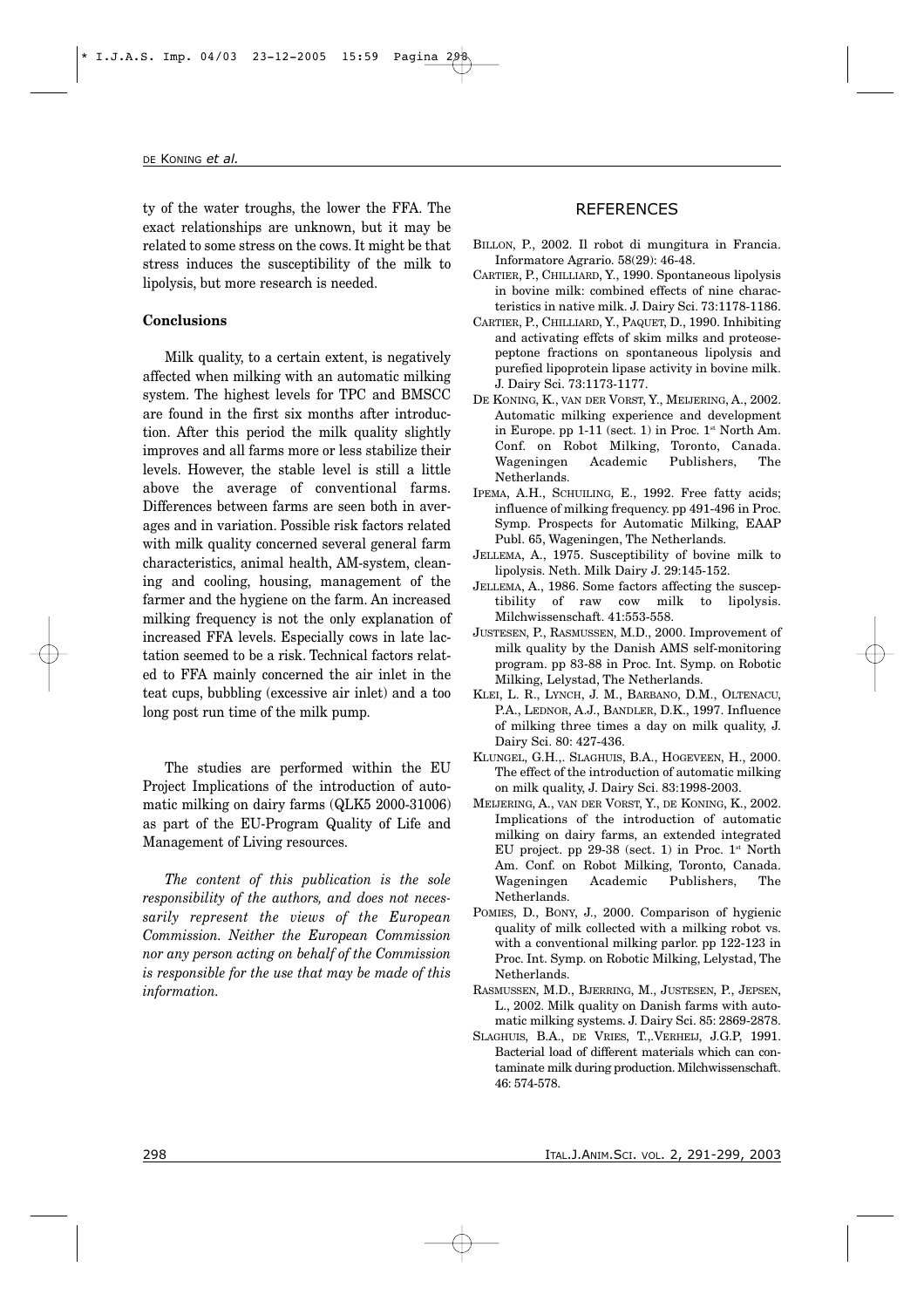ty of the water troughs, the lower the FFA. The exact relationships are unknown, but it may be related to some stress on the cows. It might be that stress induces the susceptibility of the milk to lipolysis, but more research is needed.

### Conclusions

Milk quality, to a certain extent, is negatively affected when milking with an automatic milking system. The highest levels for TPC and BMSCC are found in the first six months after introduction. After this period the milk quality slightly improves and all farms more or less stabilize their levels. However, the stable level is still a little above the average of conventional farms. Differences between farms are seen both in averages and in variation. Possible risk factors related with milk quality concerned several general farm characteristics, animal health, AM-system, cleaning and cooling, housing, management of the farmer and the hygiene on the farm. An increased milking frequency is not the only explanation of increased FFA levels. Especially cows in late lactation seemed to be a risk. Technical factors related to FFA mainly concerned the air inlet in the teat cups, bubbling (excessive air inlet) and a too long post run time of the milk pump.

The studies are performed within the EU Project Implications of the introduction of automatic milking on dairy farms (QLK5 2000-31006) as part of the EU-Program Quality of Life and Management of Living resources.

*The content of this publication is the sole responsibility of the authors, and does not necessarily represent the views of the European Commission. Neither the European Commission nor any person acting on behalf of the Commission is responsible for the use that may be made of this information.*

## REFERENCES

BILLON, P., 2002. Il robot di mungitura in Francia. Informatore Agrario. 58(29): 46-48.

CARTIER, P., CHILLIARD, Y., 1990. Spontaneous lipolysis in bovine milk: combined effects of nine characteristics in native milk. J. Dairy Sci. 73:1178-1186.

CARTIER, P., CHILLIARD, Y., PAQUET, D., 1990. Inhibiting and activating effcts of skim milks and proteose-peptone fractions on spontaneous lipolysis and purefied lipoprotein lipase activity in bovine milk. J. Dairy Sci. 73:1173-1177.

DE KONING, K., VAN DER VORST, Y., MEIJERING, A., 2002. Automatic milking experience and development in Europe. pp 1-11 (sect. 1) in Proc. 1st North Am. Conf. on Robot Milking, Toronto, Canada. Wageningen Academic Publishers, The Netherlands.

IPEMA, A.H., SCHUILING, E., 1992. Free fatty acids; influence of milking frequency. pp 491-496 in Proc. Symp. Prospects for Automatic Milking, EAAP Publ. 65, Wageningen, The Netherlands.

JELLEMA, A., 1975. Susceptibility of bovine milk to lipolysis. Neth. Milk Dairy J. 29:145-152.

JELLEMA, A., 1986. Some factors affecting the susceptibility of raw cow milk to lipolysis. Milchwissenschaft. 41:553-558.

JUSTESEN, P., RASMUSSEN, M.D., 2000. Improvement of milk quality by the Danish AMS self-monitoring program. pp 83-88 in Proc. Int. Symp. on Robotic Milking, Lelystad, The Netherlands.

KLEI, L. R., LYNCH, J. M., BARBANO, D.M., OLTENACU, P.A., LEDNOR, A.J., BANDLER, D.K., 1997. Influence of milking three times a day on milk quality, J. Dairy Sci. 80: 427-436.

KLUNGEL, G.H.,. SLAGHUIS, B.A., HOGEVEEN, H., 2000. The effect of the introduction of automatic milking on milk quality, J. Dairy Sci. 83:1998-2003.

MEIJERING, A., VAN DER VORST, Y., DE KONING, K., 2002. Implications of the introduction of automatic milking on dairy farms, an extended integrated EU project. pp 29-38 (sect. 1) in Proc. 1st North Am. Conf. on Robot Milking, Toronto, Canada. Wageningen Academic Publishers, The Netherlands.

POMIES, D., BONY, J., 2000. Comparison of hygienic quality of milk collected with a milking robot vs. with a conventional milking parlor. pp 122-123 in Proc. Int. Symp. on Robotic Milking, Lelystad, The Netherlands.

RASMUSSEN, M.D., BJERRING, M., JUSTESEN, P., JEPSEN, L., 2002. Milk quality on Danish farms with automatic milking systems. J. Dairy Sci. 85: 2869-2878.

SLAGHUIS, B.A., DE VRIES, T.,.VERHEIJ, J.G.P, 1991. Bacterial load of different materials which can contaminate milk during production. Milchwissenschaft. 46: 574-578.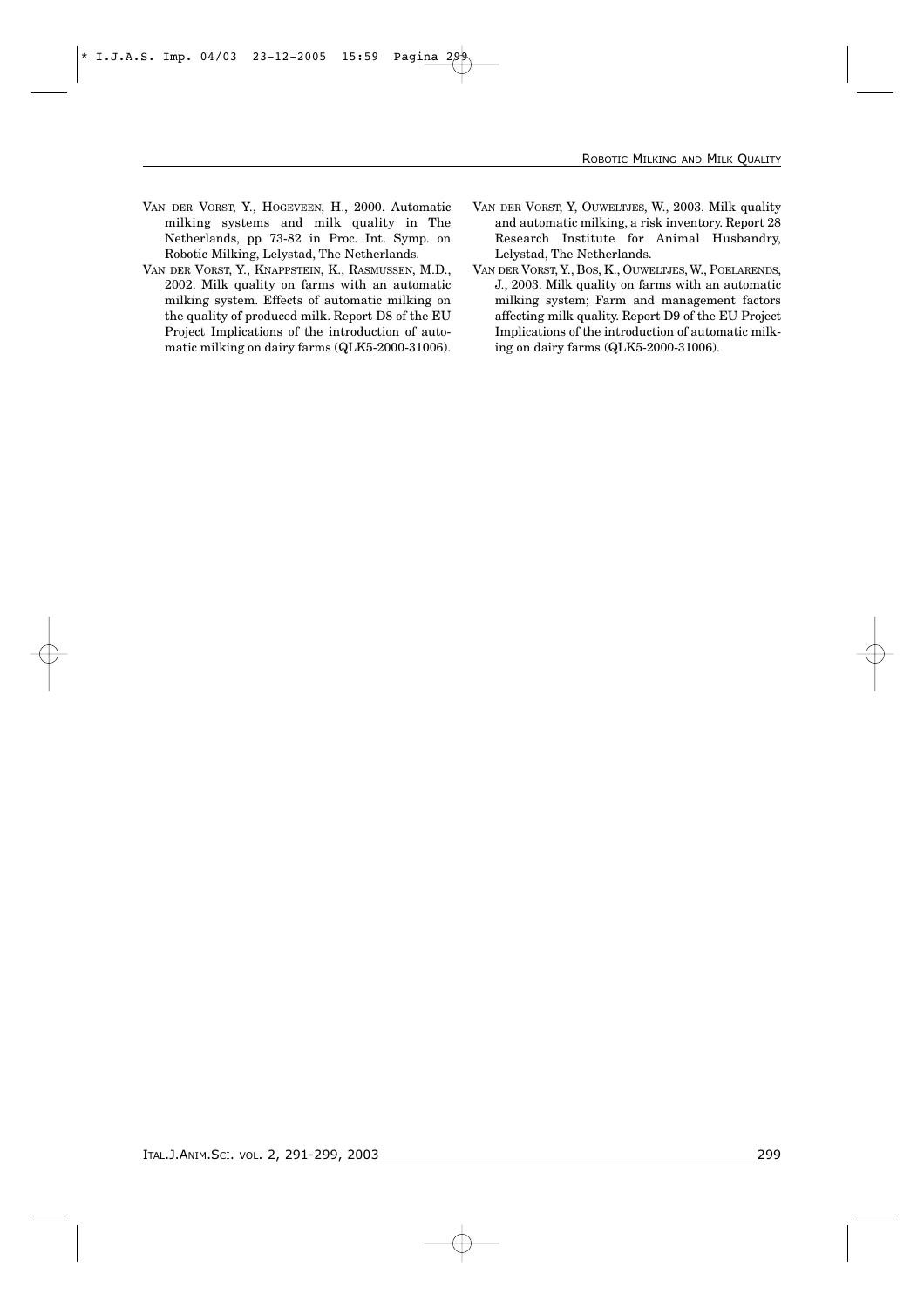VAN DER VORST, Y., HOGEVEEN, H., 2000. Automatic milking systems and milk quality in The Netherlands, pp 73-82 in Proc. Int. Symp. on Robotic Milking, Lelystad, The Netherlands.

VAN DER VORST, Y., KNAPPSTEIN, K., RASMUSSEN, M.D., 2002. Milk quality on farms with an automatic milking system. Effects of automatic milking on the quality of produced milk. Report D8 of the EU Project Implications of the introduction of automatic milking on dairy farms (QLK5-2000-31006).

VAN DER VORST, Y, OUWELTJES, W., 2003. Milk quality and automatic milking, a risk inventory. Report 28 Research Institute for Animal Husbandry, Lelystad, The Netherlands.

VAN DER VORST, Y., BOS, K., OUWELTJES, W., POELARENDS, J., 2003. Milk quality on farms with an automatic milking system; Farm and management factors affecting milk quality. Report D9 of the EU Project Implications of the introduction of automatic milking on dairy farms (QLK5-2000-31006).